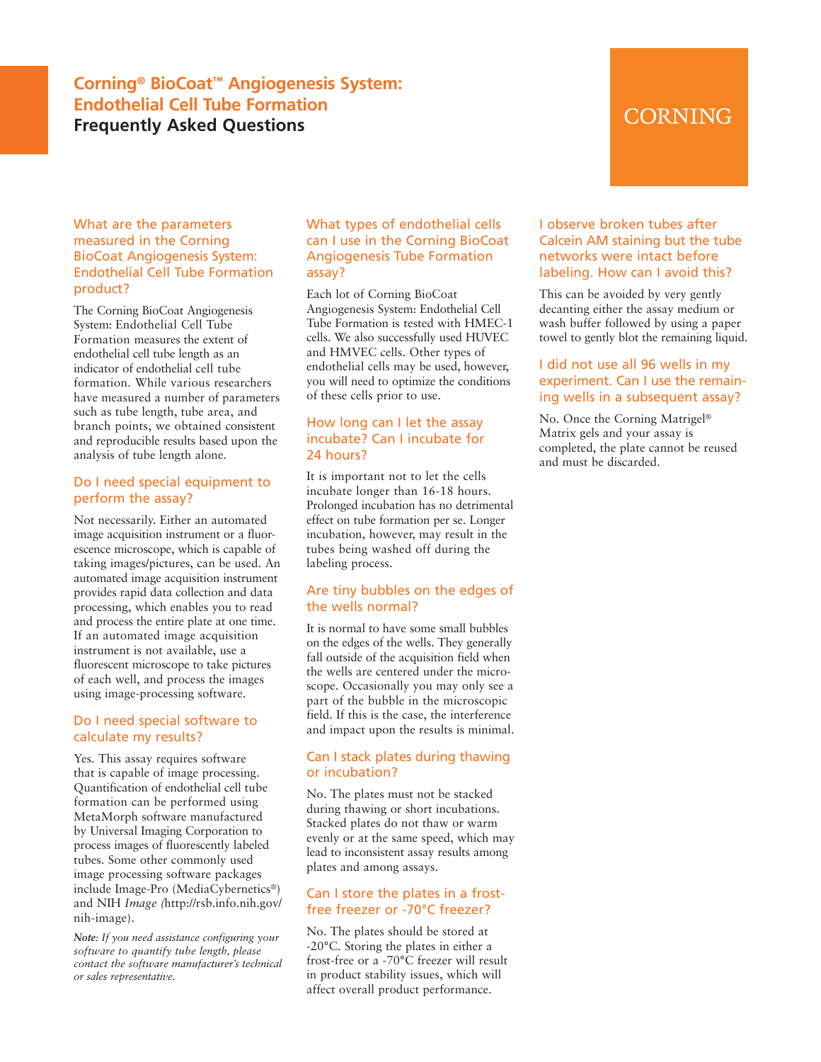# Corning® BioCoat™ Angiogenesis System: Endothelial Cell Tube Formation

## Frequently Asked Questions

### What are the parameters measured in the Corning BioCoat Angiogenesis System: Endothelial Cell Tube Formation product?

The Corning BioCoat Angiogenesis System: Endothelial Cell Tube Formation measures the extent of endothelial cell tube length as an indicator of endothelial cell tube formation. While various researchers have measured a number of parameters such as tube length, tube area, and branch points, we obtained consistent and reproducible results based upon the analysis of tube length alone.

### Do I need special equipment to perform the assay?

Not necessarily. Either an automated image acquisition instrument or a fluorescence microscope, which is capable of taking images/pictures, can be used. An automated image acquisition instrument provides rapid data collection and data processing, which enables you to read and process the entire plate at one time. If an automated image acquisition instrument is not available, use a fluorescent microscope to take pictures of each well, and process the images using image-processing software.

### Do I need special software to calculate my results?

Yes. This assay requires software that is capable of image processing. Quantification of endothelial cell tube formation can be performed using MetaMorph software manufactured by Universal Imaging Corporation to process images of fluorescently labeled tubes. Some other commonly used image processing software packages include Image-Pro (MediaCybernetics®) and NIH *Image (*http://rsb.info.nih.gov/nih-image).

***Note:** If you need assistance configuring your software to quantify tube length, please contact the software manufacturer's technical or sales representative.*

### What types of endothelial cells can I use in the Corning BioCoat Angiogenesis Tube Formation assay?

Each lot of Corning BioCoat Angiogenesis System: Endothelial Cell Tube Formation is tested with HMEC-1 cells. We also successfully used HUVEC and HMVEC cells. Other types of endothelial cells may be used, however, you will need to optimize the conditions of these cells prior to use.

### How long can I let the assay incubate? Can I incubate for 24 hours?

It is important not to let the cells incubate longer than 16-18 hours. Prolonged incubation has no detrimental effect on tube formation per se. Longer incubation, however, may result in the tubes being washed off during the labeling process.

### Are tiny bubbles on the edges of the wells normal?

It is normal to have some small bubbles on the edges of the wells. They generally fall outside of the acquisition field when the wells are centered under the microscope. Occasionally you may only see a part of the bubble in the microscopic field. If this is the case, the interference and impact upon the results is minimal.

### Can I stack plates during thawing or incubation?

No. The plates must not be stacked during thawing or short incubations. Stacked plates do not thaw or warm evenly or at the same speed, which may lead to inconsistent assay results among plates and among assays.

### Can I store the plates in a frost-free freezer or -70°C freezer?

No. The plates should be stored at -20°C. Storing the plates in either a frost-free or a -70°C freezer will result in product stability issues, which will affect overall product performance.

### I observe broken tubes after Calcein AM staining but the tube networks were intact before labeling. How can I avoid this?

This can be avoided by very gently decanting either the assay medium or wash buffer followed by using a paper towel to gently blot the remaining liquid.

### I did not use all 96 wells in my experiment. Can I use the remaining wells in a subsequent assay?

No. Once the Corning Matrigel® Matrix gels and your assay is completed, the plate cannot be reused and must be discarded.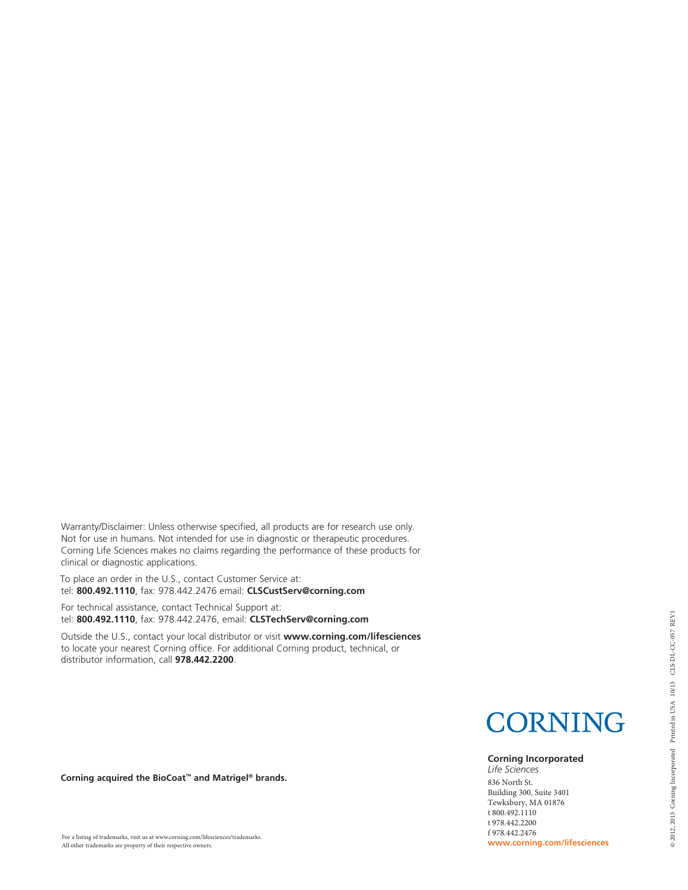Warranty/Disclaimer: Unless otherwise specified, all products are for research use only. Not for use in humans. Not intended for use in diagnostic or therapeutic procedures. Corning Life Sciences makes no claims regarding the performance of these products for clinical or diagnostic applications.

To place an order in the U.S., contact Customer Service at:
tel: **800.492.1110**, fax: 978.442.2476 email: **CLSCustServ@corning.com**

For technical assistance, contact Technical Support at:
tel: **800.492.1110**, fax: 978.442.2476, email: **CLSTechServ@corning.com**

Outside the U.S., contact your local distributor or visit **www.corning.com/lifesciences** to locate your nearest Corning office. For additional Corning product, technical, or distributor information, call **978.442.2200**.

**Corning acquired the BioCoat™ and Matrigel® brands.**

For a listing of trademarks, visit us at www.corning.com/lifesciences/trademarks.
All other trademarks are property of their respective owners.

CORNING

**Corning Incorporated**
*Life Sciences*
836 North St.
Building 300, Suite 3401
Tewksbury, MA 01876
t 800.492.1110
t 978.442.2200
f 978.442.2476
**www.corning.com/lifesciences**

© 2012, 2013 Corning Incorporated Printed in USA 10/13 CLS-DL-CC-057 REV1